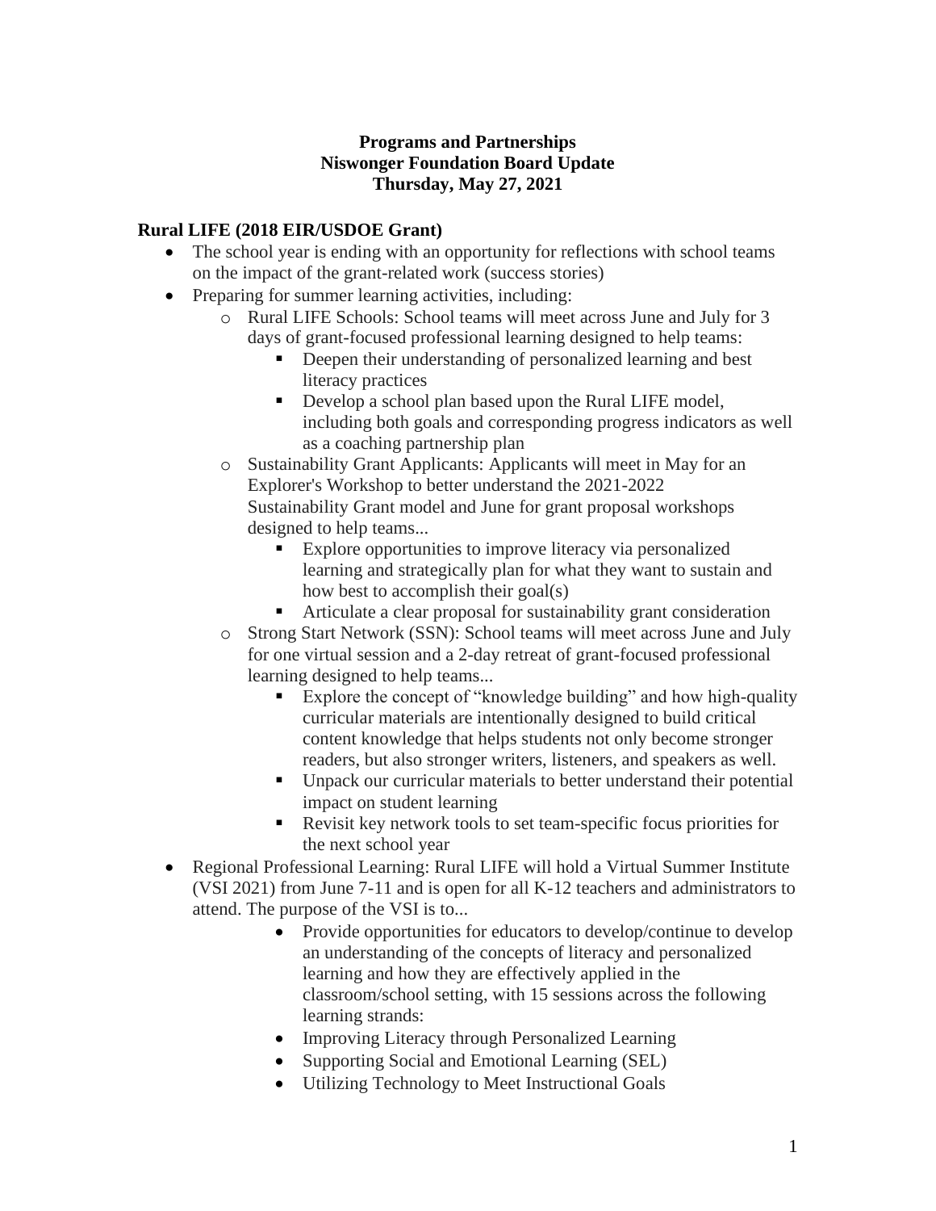**Programs and Partnerships**
**Niswonger Foundation Board Update**
**Thursday, May 27, 2021**

## Rural LIFE (2018 EIR/USDOE Grant)

- The school year is ending with an opportunity for reflections with school teams on the impact of the grant-related work (success stories)
- Preparing for summer learning activities, including:
  - Rural LIFE Schools: School teams will meet across June and July for 3 days of grant-focused professional learning designed to help teams:
    - Deepen their understanding of personalized learning and best literacy practices
    - Develop a school plan based upon the Rural LIFE model, including both goals and corresponding progress indicators as well as a coaching partnership plan
  - Sustainability Grant Applicants: Applicants will meet in May for an Explorer's Workshop to better understand the 2021-2022 Sustainability Grant model and June for grant proposal workshops designed to help teams...
    - Explore opportunities to improve literacy via personalized learning and strategically plan for what they want to sustain and how best to accomplish their goal(s)
    - Articulate a clear proposal for sustainability grant consideration
  - Strong Start Network (SSN): School teams will meet across June and July for one virtual session and a 2-day retreat of grant-focused professional learning designed to help teams...
    - Explore the concept of "knowledge building" and how high-quality curricular materials are intentionally designed to build critical content knowledge that helps students not only become stronger readers, but also stronger writers, listeners, and speakers as well.
    - Unpack our curricular materials to better understand their potential impact on student learning
    - Revisit key network tools to set team-specific focus priorities for the next school year
- Regional Professional Learning: Rural LIFE will hold a Virtual Summer Institute (VSI 2021) from June 7-11 and is open for all K-12 teachers and administrators to attend. The purpose of the VSI is to...
  - Provide opportunities for educators to develop/continue to develop an understanding of the concepts of literacy and personalized learning and how they are effectively applied in the classroom/school setting, with 15 sessions across the following learning strands:
  - Improving Literacy through Personalized Learning
  - Supporting Social and Emotional Learning (SEL)
  - Utilizing Technology to Meet Instructional Goals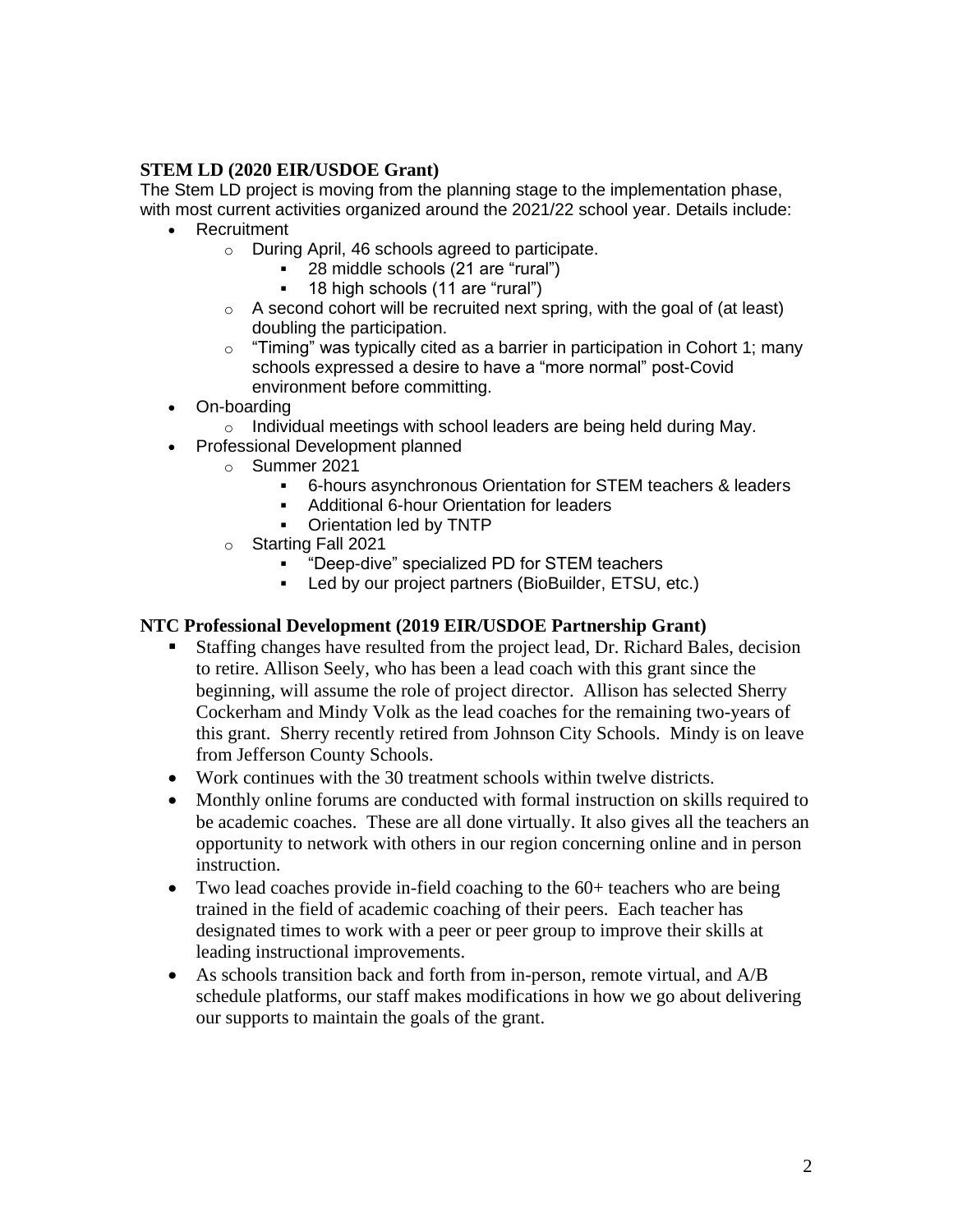### STEM LD (2020 EIR/USDOE Grant)

The Stem LD project is moving from the planning stage to the implementation phase, with most current activities organized around the 2021/22 school year. Details include:

- Recruitment
  - During April, 46 schools agreed to participate.
    - 28 middle schools (21 are "rural")
    - 18 high schools (11 are "rural")
  - A second cohort will be recruited next spring, with the goal of (at least) doubling the participation.
  - "Timing" was typically cited as a barrier in participation in Cohort 1; many schools expressed a desire to have a "more normal" post-Covid environment before committing.
- On-boarding
  - Individual meetings with school leaders are being held during May.
- Professional Development planned
  - Summer 2021
    - 6-hours asynchronous Orientation for STEM teachers & leaders
    - Additional 6-hour Orientation for leaders
    - Orientation led by TNTP
  - Starting Fall 2021
    - "Deep-dive" specialized PD for STEM teachers
    - Led by our project partners (BioBuilder, ETSU, etc.)

### NTC Professional Development (2019 EIR/USDOE Partnership Grant)

- Staffing changes have resulted from the project lead, Dr. Richard Bales, decision to retire. Allison Seely, who has been a lead coach with this grant since the beginning, will assume the role of project director. Allison has selected Sherry Cockerham and Mindy Volk as the lead coaches for the remaining two-years of this grant. Sherry recently retired from Johnson City Schools. Mindy is on leave from Jefferson County Schools.
- Work continues with the 30 treatment schools within twelve districts.
- Monthly online forums are conducted with formal instruction on skills required to be academic coaches. These are all done virtually. It also gives all the teachers an opportunity to network with others in our region concerning online and in person instruction.
- Two lead coaches provide in-field coaching to the 60+ teachers who are being trained in the field of academic coaching of their peers. Each teacher has designated times to work with a peer or peer group to improve their skills at leading instructional improvements.
- As schools transition back and forth from in-person, remote virtual, and A/B schedule platforms, our staff makes modifications in how we go about delivering our supports to maintain the goals of the grant.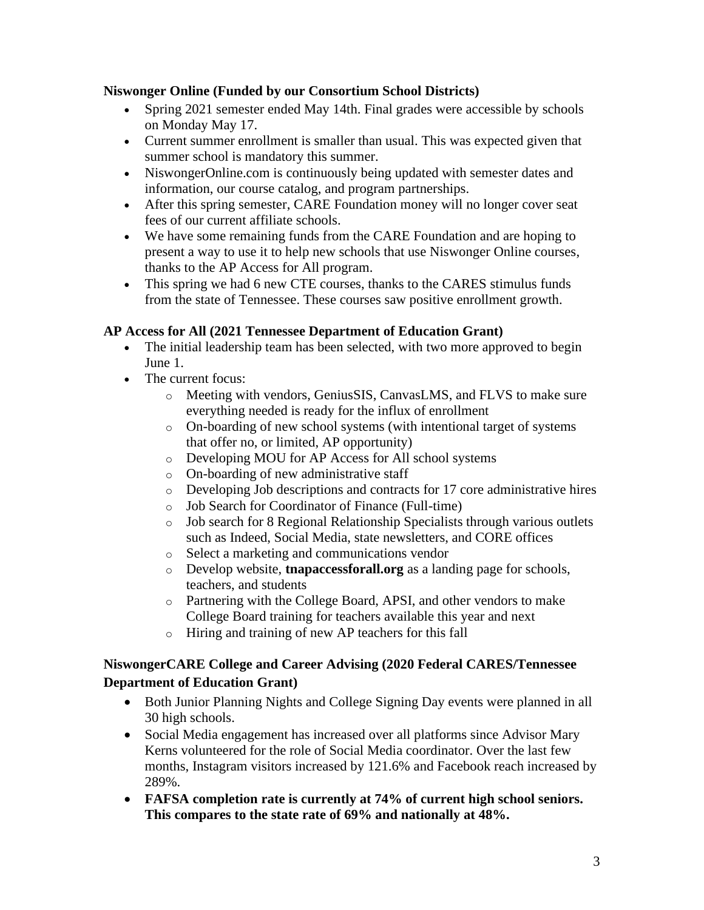**Niswonger Online (Funded by our Consortium School Districts)**

- Spring 2021 semester ended May 14th. Final grades were accessible by schools on Monday May 17.
- Current summer enrollment is smaller than usual. This was expected given that summer school is mandatory this summer.
- NiswongerOnline.com is continuously being updated with semester dates and information, our course catalog, and program partnerships.
- After this spring semester, CARE Foundation money will no longer cover seat fees of our current affiliate schools.
- We have some remaining funds from the CARE Foundation and are hoping to present a way to use it to help new schools that use Niswonger Online courses, thanks to the AP Access for All program.
- This spring we had 6 new CTE courses, thanks to the CARES stimulus funds from the state of Tennessee. These courses saw positive enrollment growth.

**AP Access for All (2021 Tennessee Department of Education Grant)**

- The initial leadership team has been selected, with two more approved to begin June 1.
- The current focus:
  - Meeting with vendors, GeniusSIS, CanvasLMS, and FLVS to make sure everything needed is ready for the influx of enrollment
  - On-boarding of new school systems (with intentional target of systems that offer no, or limited, AP opportunity)
  - Developing MOU for AP Access for All school systems
  - On-boarding of new administrative staff
  - Developing Job descriptions and contracts for 17 core administrative hires
  - Job Search for Coordinator of Finance (Full-time)
  - Job search for 8 Regional Relationship Specialists through various outlets such as Indeed, Social Media, state newsletters, and CORE offices
  - Select a marketing and communications vendor
  - Develop website, **tnapaccessforall.org** as a landing page for schools, teachers, and students
  - Partnering with the College Board, APSI, and other vendors to make College Board training for teachers available this year and next
  - Hiring and training of new AP teachers for this fall

**NiswongerCARE College and Career Advising (2020 Federal CARES/Tennessee Department of Education Grant)**

- Both Junior Planning Nights and College Signing Day events were planned in all 30 high schools.
- Social Media engagement has increased over all platforms since Advisor Mary Kerns volunteered for the role of Social Media coordinator. Over the last few months, Instagram visitors increased by 121.6% and Facebook reach increased by 289%.
- **FAFSA completion rate is currently at 74% of current high school seniors. This compares to the state rate of 69% and nationally at 48%.**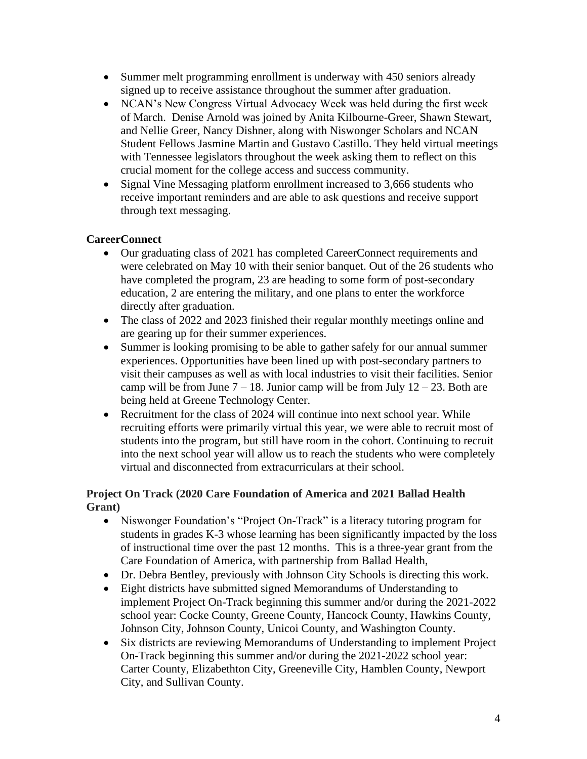- Summer melt programming enrollment is underway with 450 seniors already signed up to receive assistance throughout the summer after graduation.
- NCAN's New Congress Virtual Advocacy Week was held during the first week of March. Denise Arnold was joined by Anita Kilbourne-Greer, Shawn Stewart, and Nellie Greer, Nancy Dishner, along with Niswonger Scholars and NCAN Student Fellows Jasmine Martin and Gustavo Castillo. They held virtual meetings with Tennessee legislators throughout the week asking them to reflect on this crucial moment for the college access and success community.
- Signal Vine Messaging platform enrollment increased to 3,666 students who receive important reminders and are able to ask questions and receive support through text messaging.

**CareerConnect**

- Our graduating class of 2021 has completed CareerConnect requirements and were celebrated on May 10 with their senior banquet. Out of the 26 students who have completed the program, 23 are heading to some form of post-secondary education, 2 are entering the military, and one plans to enter the workforce directly after graduation.
- The class of 2022 and 2023 finished their regular monthly meetings online and are gearing up for their summer experiences.
- Summer is looking promising to be able to gather safely for our annual summer experiences. Opportunities have been lined up with post-secondary partners to visit their campuses as well as with local industries to visit their facilities. Senior camp will be from June 7 – 18. Junior camp will be from July 12 – 23. Both are being held at Greene Technology Center.
- Recruitment for the class of 2024 will continue into next school year. While recruiting efforts were primarily virtual this year, we were able to recruit most of students into the program, but still have room in the cohort. Continuing to recruit into the next school year will allow us to reach the students who were completely virtual and disconnected from extracurriculars at their school.

**Project On Track (2020 Care Foundation of America and 2021 Ballad Health Grant)**

- Niswonger Foundation's "Project On-Track" is a literacy tutoring program for students in grades K-3 whose learning has been significantly impacted by the loss of instructional time over the past 12 months. This is a three-year grant from the Care Foundation of America, with partnership from Ballad Health,
- Dr. Debra Bentley, previously with Johnson City Schools is directing this work.
- Eight districts have submitted signed Memorandums of Understanding to implement Project On-Track beginning this summer and/or during the 2021-2022 school year: Cocke County, Greene County, Hancock County, Hawkins County, Johnson City, Johnson County, Unicoi County, and Washington County.
- Six districts are reviewing Memorandums of Understanding to implement Project On-Track beginning this summer and/or during the 2021-2022 school year: Carter County, Elizabethton City, Greeneville City, Hamblen County, Newport City, and Sullivan County.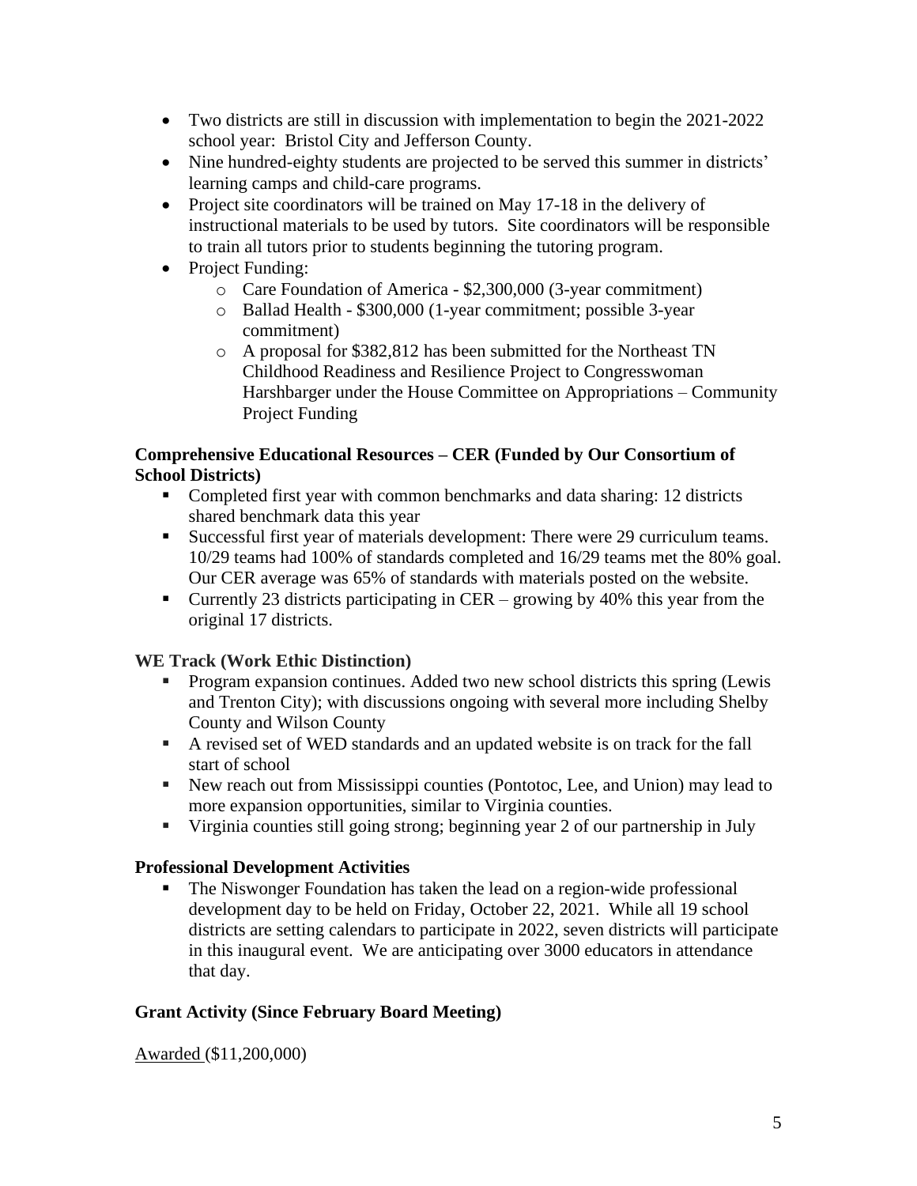- Two districts are still in discussion with implementation to begin the 2021-2022 school year: Bristol City and Jefferson County.
- Nine hundred-eighty students are projected to be served this summer in districts' learning camps and child-care programs.
- Project site coordinators will be trained on May 17-18 in the delivery of instructional materials to be used by tutors. Site coordinators will be responsible to train all tutors prior to students beginning the tutoring program.
- Project Funding:
  - Care Foundation of America - $2,300,000 (3-year commitment)
  - Ballad Health - $300,000 (1-year commitment; possible 3-year commitment)
  - A proposal for $382,812 has been submitted for the Northeast TN Childhood Readiness and Resilience Project to Congresswoman Harshbarger under the House Committee on Appropriations – Community Project Funding

**Comprehensive Educational Resources – CER (Funded by Our Consortium of School Districts)**

- Completed first year with common benchmarks and data sharing: 12 districts shared benchmark data this year
- Successful first year of materials development: There were 29 curriculum teams. 10/29 teams had 100% of standards completed and 16/29 teams met the 80% goal. Our CER average was 65% of standards with materials posted on the website.
- Currently 23 districts participating in CER – growing by 40% this year from the original 17 districts.

**WE Track (Work Ethic Distinction)**

- Program expansion continues. Added two new school districts this spring (Lewis and Trenton City); with discussions ongoing with several more including Shelby County and Wilson County
- A revised set of WED standards and an updated website is on track for the fall start of school
- New reach out from Mississippi counties (Pontotoc, Lee, and Union) may lead to more expansion opportunities, similar to Virginia counties.
- Virginia counties still going strong; beginning year 2 of our partnership in July

**Professional Development Activities**

- The Niswonger Foundation has taken the lead on a region-wide professional development day to be held on Friday, October 22, 2021. While all 19 school districts are setting calendars to participate in 2022, seven districts will participate in this inaugural event. We are anticipating over 3000 educators in attendance that day.

**Grant Activity (Since February Board Meeting)**

<u>Awarded</u> ($11,200,000)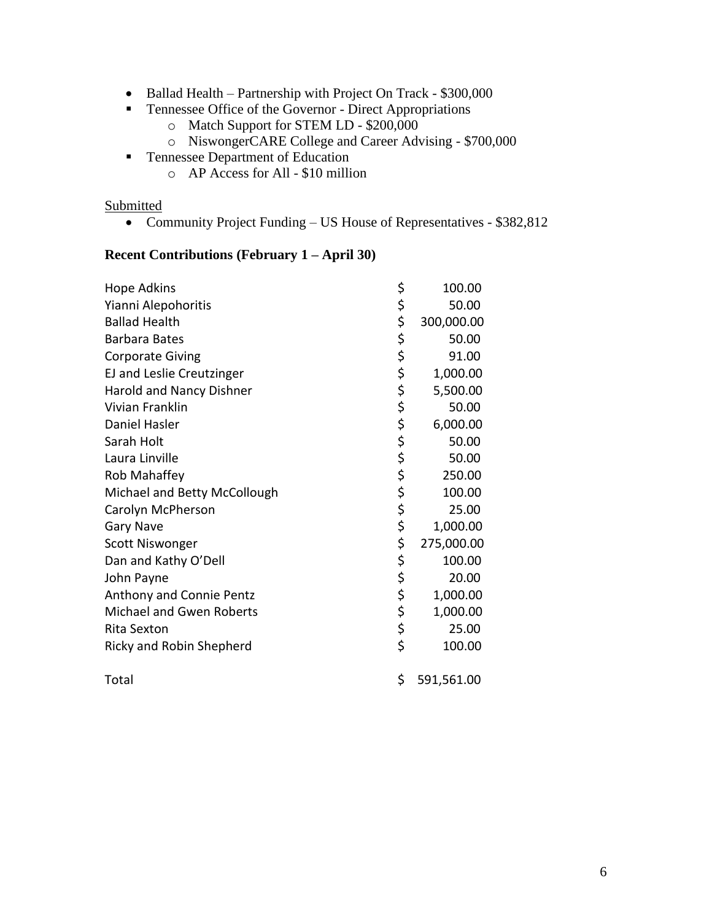- Ballad Health – Partnership with Project On Track - $300,000
  - Tennessee Office of the Governor - Direct Appropriations
    - Match Support for STEM LD - $200,000
    - NiswongerCARE College and Career Advising - $700,000
  - Tennessee Department of Education
    - AP Access for All - $10 million

Submitted

- Community Project Funding – US House of Representatives - $382,812

**Recent Contributions (February 1 – April 30)**

| | | |
|---|---|---|
| Hope Adkins | $ | 100.00 |
| Yianni Alepohoritis | $ | 50.00 |
| Ballad Health | $ | 300,000.00 |
| Barbara Bates | $ | 50.00 |
| Corporate Giving | $ | 91.00 |
| EJ and Leslie Creutzinger | $ | 1,000.00 |
| Harold and Nancy Dishner | $ | 5,500.00 |
| Vivian Franklin | $ | 50.00 |
| Daniel Hasler | $ | 6,000.00 |
| Sarah Holt | $ | 50.00 |
| Laura Linville | $ | 50.00 |
| Rob Mahaffey | $ | 250.00 |
| Michael and Betty McCollough | $ | 100.00 |
| Carolyn McPherson | $ | 25.00 |
| Gary Nave | $ | 1,000.00 |
| Scott Niswonger | $ | 275,000.00 |
| Dan and Kathy O'Dell | $ | 100.00 |
| John Payne | $ | 20.00 |
| Anthony and Connie Pentz | $ | 1,000.00 |
| Michael and Gwen Roberts | $ | 1,000.00 |
| Rita Sexton | $ | 25.00 |
| Ricky and Robin Shepherd | $ | 100.00 |
| Total | $ | 591,561.00 |